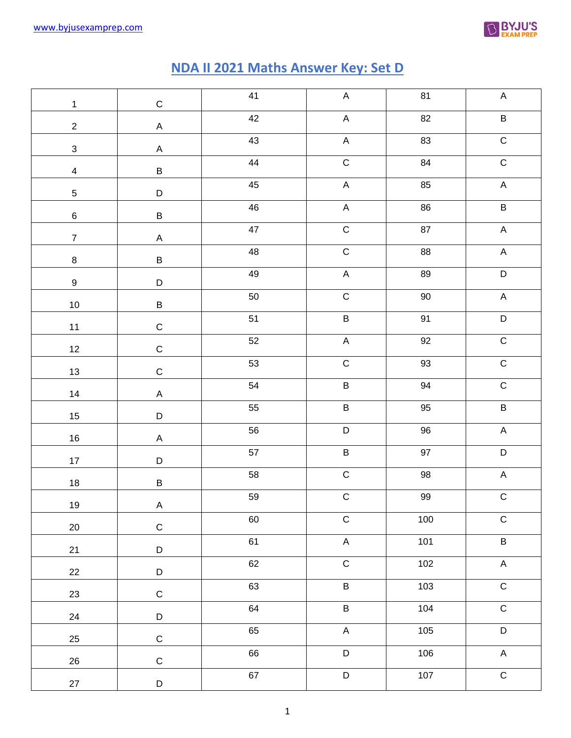# NDA II 2021 Maths Answer Key: Set D

| 1 | C | 41 | A | 81 | A |
|---|---|---|---|---|---|
| 2 | A | 42 | A | 82 | B |
| 3 | A | 43 | A | 83 | C |
| 4 | B | 44 | C | 84 | C |
| 5 | D | 45 | A | 85 | A |
| 6 | B | 46 | A | 86 | B |
| 7 | A | 47 | C | 87 | A |
| 8 | B | 48 | C | 88 | A |
| 9 | D | 49 | A | 89 | D |
| 10 | B | 50 | C | 90 | A |
| 11 | C | 51 | B | 91 | D |
| 12 | C | 52 | A | 92 | C |
| 13 | C | 53 | C | 93 | C |
| 14 | A | 54 | B | 94 | C |
| 15 | D | 55 | B | 95 | B |
| 16 | A | 56 | D | 96 | A |
| 17 | D | 57 | B | 97 | D |
| 18 | B | 58 | C | 98 | A |
| 19 | A | 59 | C | 99 | C |
| 20 | C | 60 | C | 100 | C |
| 21 | D | 61 | A | 101 | B |
| 22 | D | 62 | C | 102 | A |
| 23 | C | 63 | B | 103 | C |
| 24 | D | 64 | B | 104 | C |
| 25 | C | 65 | A | 105 | D |
| 26 | C | 66 | D | 106 | A |
| 27 | D | 67 | D | 107 | C |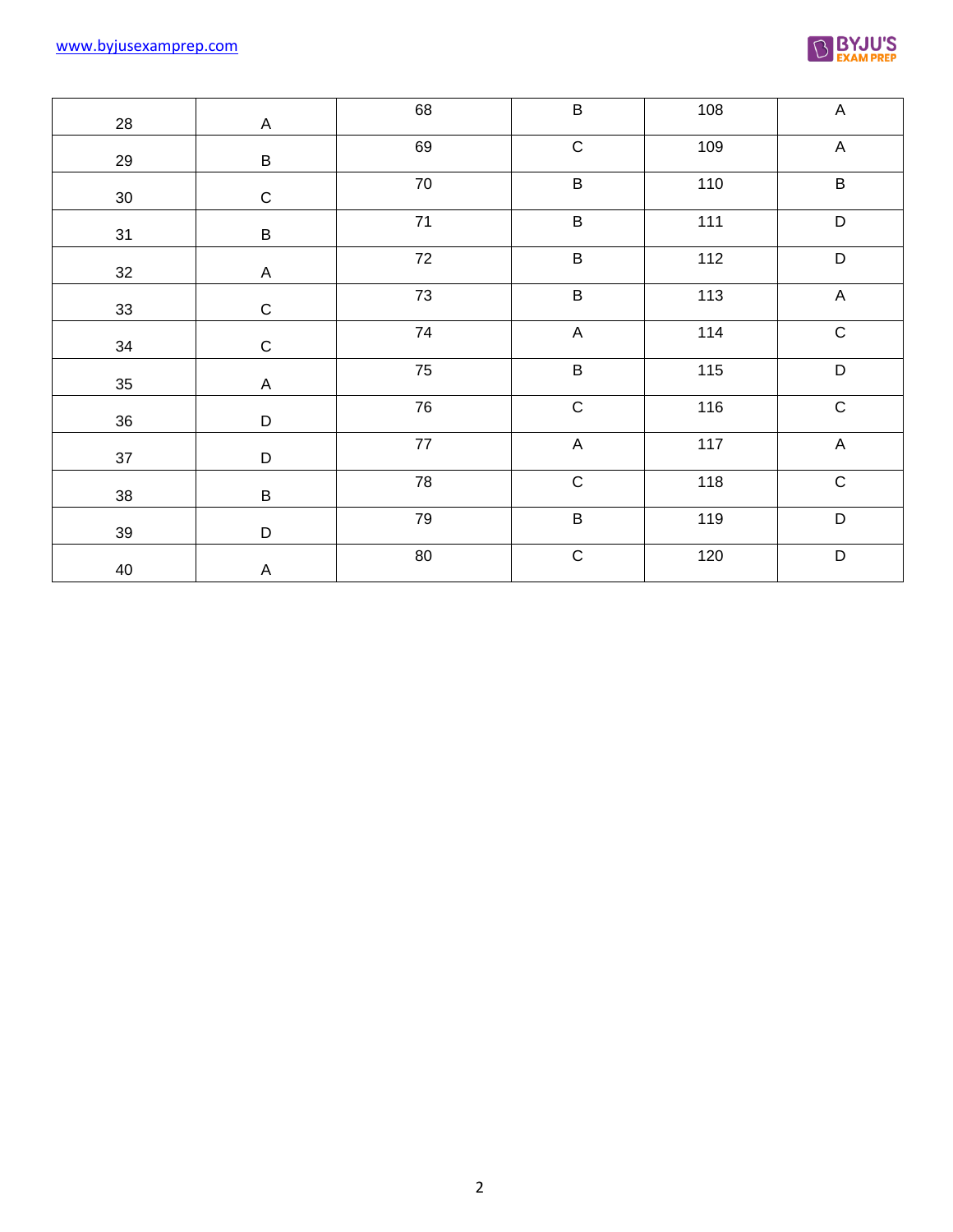| | | | | | |
|---|---|---|---|---|---|
| 28 | A | 68 | B | 108 | A |
| 29 | B | 69 | C | 109 | A |
| 30 | C | 70 | B | 110 | B |
| 31 | B | 71 | B | 111 | D |
| 32 | A | 72 | B | 112 | D |
| 33 | C | 73 | B | 113 | A |
| 34 | C | 74 | A | 114 | C |
| 35 | A | 75 | B | 115 | D |
| 36 | D | 76 | C | 116 | C |
| 37 | D | 77 | A | 117 | A |
| 38 | B | 78 | C | 118 | C |
| 39 | D | 79 | B | 119 | D |
| 40 | A | 80 | C | 120 | D |